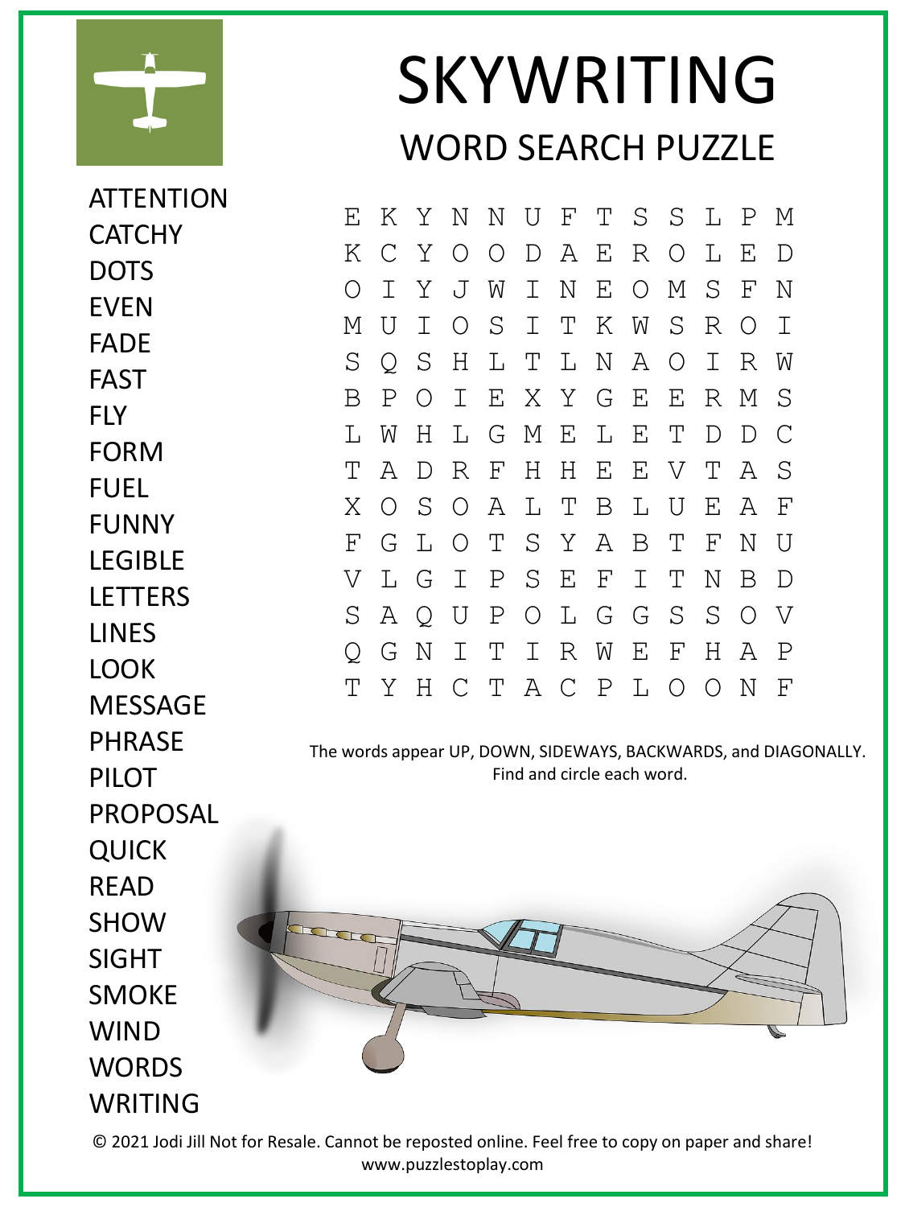# SKYWRITING

## WORD SEARCH PUZZLE

- ATTENTION
- CATCHY
- DOTS
- EVEN
- FADE
- FAST
- FLY
- FORM
- FUEL
- FUNNY
- LEGIBLE
- LETTERS
- LINES
- LOOK
- MESSAGE
- PHRASE
- PILOT
- PROPOSAL
- QUICK
- READ
- SHOW
- SIGHT
- SMOKE
- WIND
- WORDS
- WRITING

```
E K Y N N U F T S S L P M
K C Y O O D A E R O L E D
O I Y J W I N E O M S F N
M U I O S I T K W S R O I
S Q S H L T L N A O I R W
B P O I E X Y G E E R M S
L W H L G M E L E T D D C
T A D R F H H E E V T A S
X O S O A L T B L U E A F
F G L O T S Y A B T F N U
V L G I P S E F I T N B D
S A Q U P O L G G S S O V
Q G N I T I R W E F H A P
T Y H C T A C P L O O N F
```

The words appear UP, DOWN, SIDEWAYS, BACKWARDS, and DIAGONALLY.
Find and circle each word.

© 2021 Jodi Jill Not for Resale. Cannot be reposted online. Feel free to copy on paper and share!
www.puzzlestoplay.com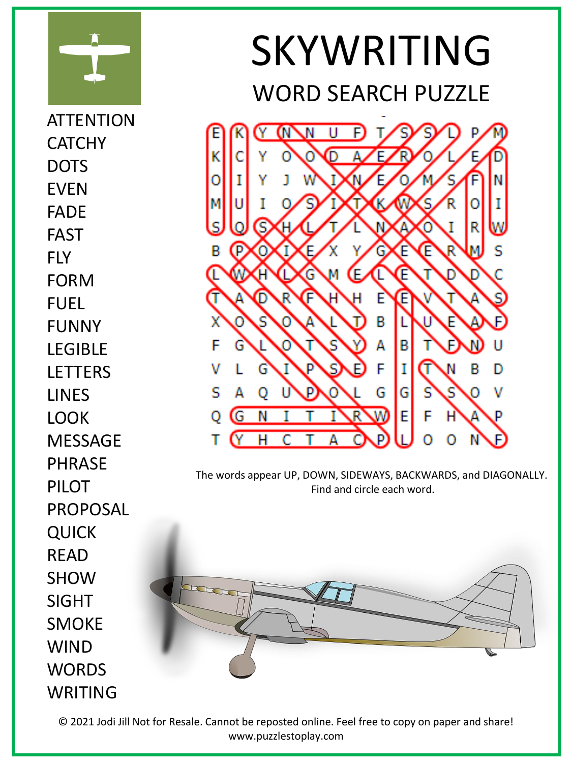# SKYWRITING

## WORD SEARCH PUZZLE

ATTENTION
CATCHY
DOTS
EVEN
FADE
FAST
FLY
FORM
FUEL
FUNNY
LEGIBLE
LETTERS
LINES
LOOK
MESSAGE
PHRASE
PILOT
PROPOSAL
QUICK
READ
SHOW
SIGHT
SMOKE
WIND
WORDS
WRITING

| | | | | | | | | | | | | |
|---|---|---|---|---|---|---|---|---|---|---|---|---|
| E | K | Y | N | N | U | F | T | S | S | L | P | M |
| K | C | Y | O | O | D | A | E | R | O | L | E | D |
| O | I | Y | J | W | I | N | E | O | M | S | F | N |
| M | U | I | O | S | I | T | K | W | S | R | O | I |
| S | Q | S | H | L | T | L | N | A | O | I | R | W |
| B | P | O | I | E | X | Y | G | E | E | R | M | S |
| L | W | H | L | G | M | E | L | E | T | D | D | C |
| T | A | D | R | F | H | H | E | E | V | T | A | S |
| X | O | S | O | A | L | T | B | L | U | E | A | F |
| F | G | L | O | T | S | Y | A | B | T | F | N | U |
| V | L | G | I | P | S | E | F | I | T | N | B | D |
| S | A | Q | U | P | O | L | G | G | S | S | O | V |
| Q | G | N | I | T | I | R | W | E | F | H | A | P |
| T | Y | H | C | T | A | C | P | L | O | O | N | F |

The words appear UP, DOWN, SIDEWAYS, BACKWARDS, and DIAGONALLY.
Find and circle each word.

© 2021 Jodi Jill Not for Resale. Cannot be reposted online. Feel free to copy on paper and share!
www.puzzlestoplay.com